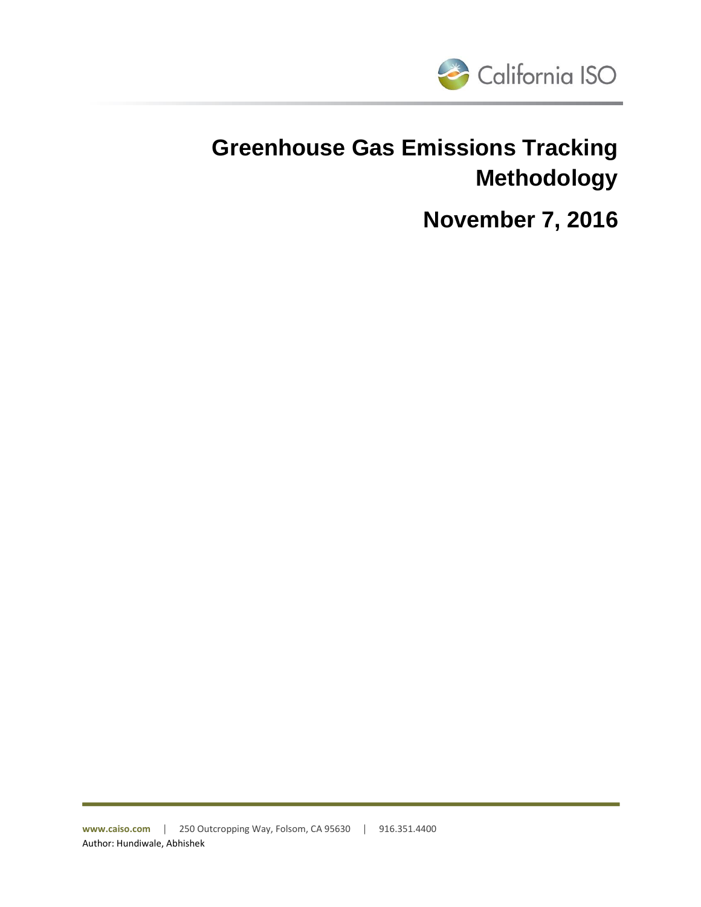California ISO

# Greenhouse Gas Emissions Tracking Methodology

## November 7, 2016

www.caiso.com | 250 Outcropping Way, Folsom, CA 95630 | 916.351.4400

Author: Hundiwale, Abhishek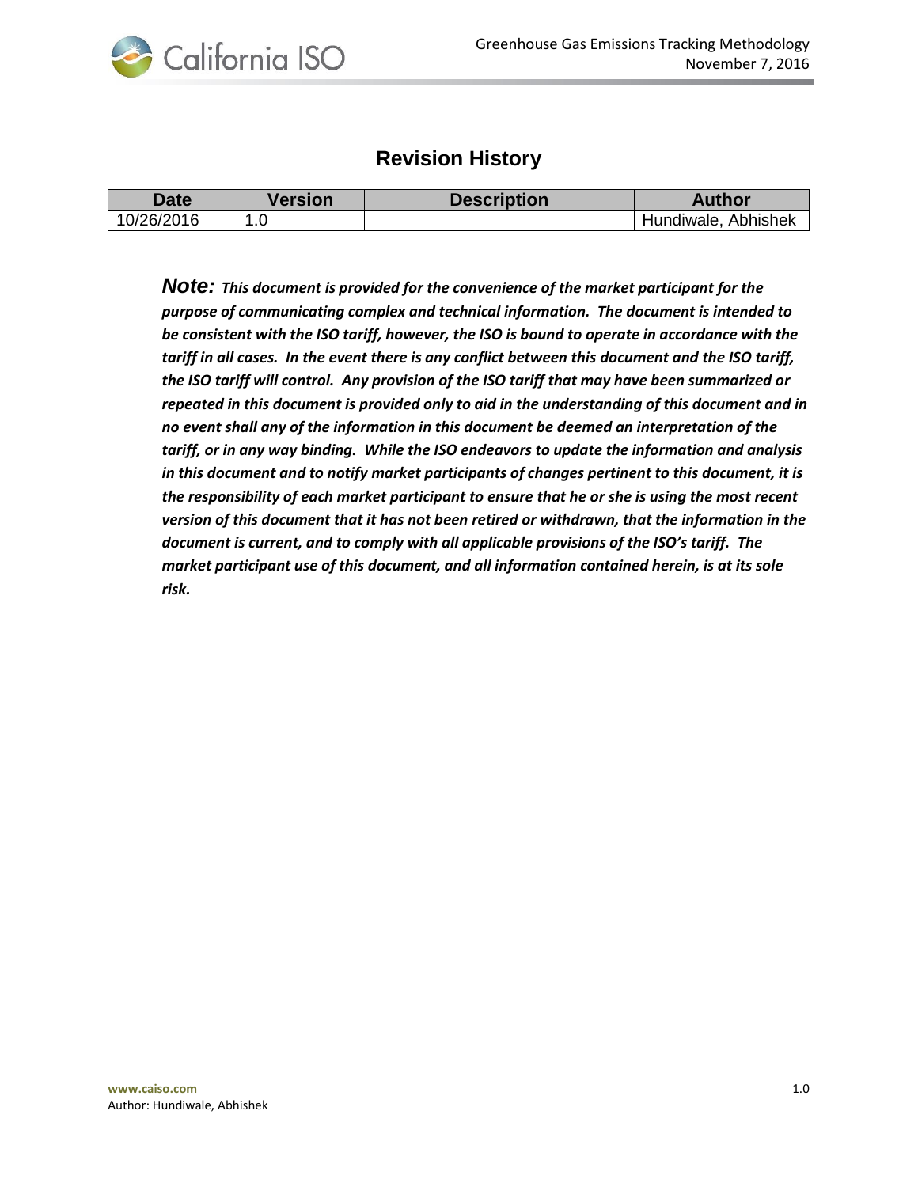# Revision History

| Date | Version | Description | Author |
|---|---|---|---|
| 10/26/2016 | 1.0 | | Hundiwale, Abhishek |

***Note:*** ***This document is provided for the convenience of the market participant for the purpose of communicating complex and technical information. The document is intended to be consistent with the ISO tariff, however, the ISO is bound to operate in accordance with the tariff in all cases. In the event there is any conflict between this document and the ISO tariff, the ISO tariff will control. Any provision of the ISO tariff that may have been summarized or repeated in this document is provided only to aid in the understanding of this document and in no event shall any of the information in this document be deemed an interpretation of the tariff, or in any way binding. While the ISO endeavors to update the information and analysis in this document and to notify market participants of changes pertinent to this document, it is the responsibility of each market participant to ensure that he or she is using the most recent version of this document that it has not been retired or withdrawn, that the information in the document is current, and to comply with all applicable provisions of the ISO's tariff. The market participant use of this document, and all information contained herein, is at its sole risk.***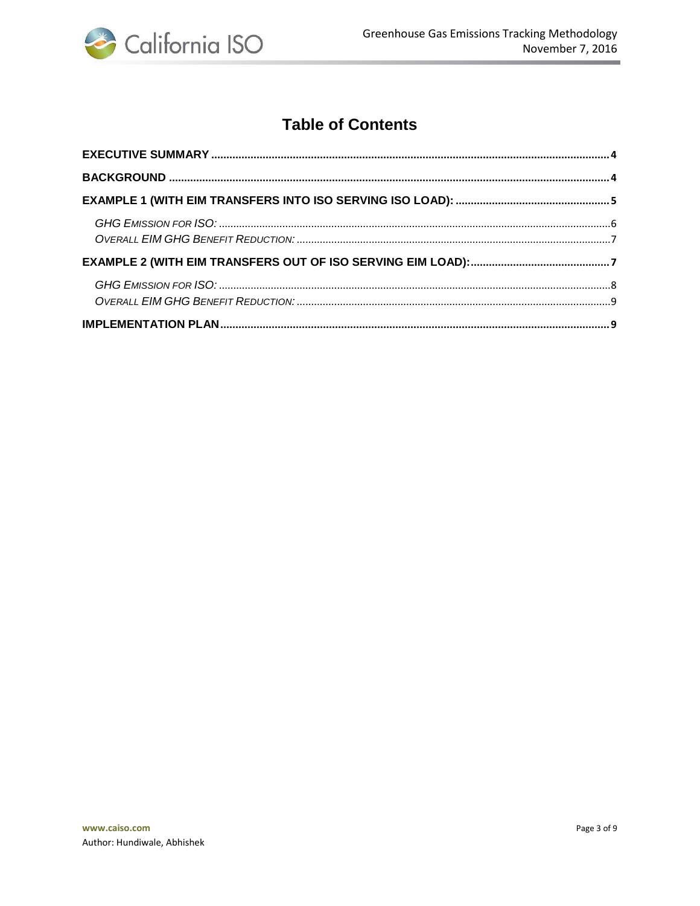# Table of Contents

**EXECUTIVE SUMMARY** .......... 4

**BACKGROUND** .......... 4

**EXAMPLE 1 (WITH EIM TRANSFERS INTO ISO SERVING ISO LOAD):** .......... 5

- *GHG EMISSION FOR ISO:* .......... 6
- *OVERALL EIM GHG BENEFIT REDUCTION:* .......... 7

**EXAMPLE 2 (WITH EIM TRANSFERS OUT OF ISO SERVING EIM LOAD):** .......... 7

- *GHG EMISSION FOR ISO:* .......... 8
- *OVERALL EIM GHG BENEFIT REDUCTION:* .......... 9

**IMPLEMENTATION PLAN** .......... 9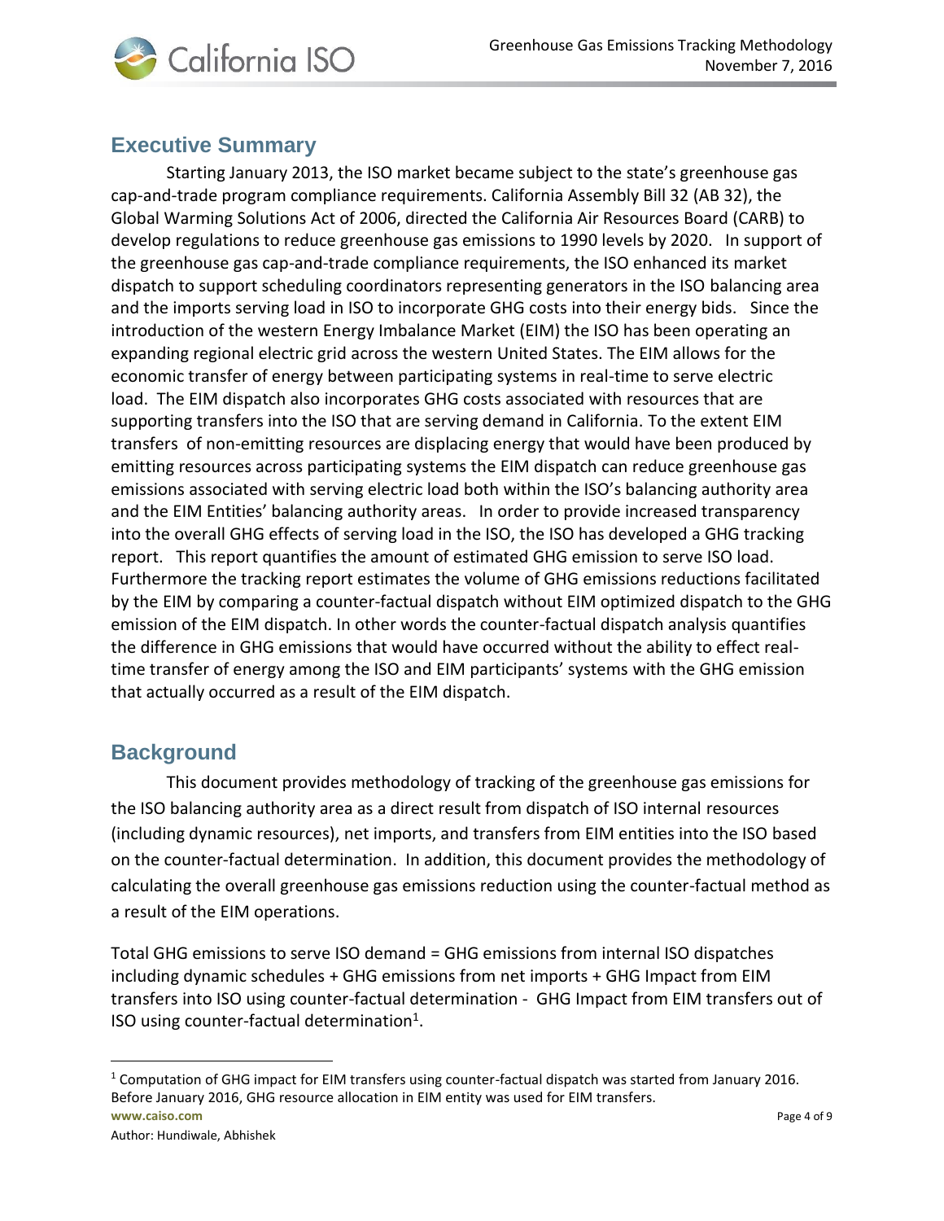## Executive Summary

Starting January 2013, the ISO market became subject to the state's greenhouse gas cap-and-trade program compliance requirements. California Assembly Bill 32 (AB 32), the Global Warming Solutions Act of 2006, directed the California Air Resources Board (CARB) to develop regulations to reduce greenhouse gas emissions to 1990 levels by 2020. In support of the greenhouse gas cap-and-trade compliance requirements, the ISO enhanced its market dispatch to support scheduling coordinators representing generators in the ISO balancing area and the imports serving load in ISO to incorporate GHG costs into their energy bids. Since the introduction of the western Energy Imbalance Market (EIM) the ISO has been operating an expanding regional electric grid across the western United States. The EIM allows for the economic transfer of energy between participating systems in real-time to serve electric load. The EIM dispatch also incorporates GHG costs associated with resources that are supporting transfers into the ISO that are serving demand in California. To the extent EIM transfers of non-emitting resources are displacing energy that would have been produced by emitting resources across participating systems the EIM dispatch can reduce greenhouse gas emissions associated with serving electric load both within the ISO's balancing authority area and the EIM Entities' balancing authority areas. In order to provide increased transparency into the overall GHG effects of serving load in the ISO, the ISO has developed a GHG tracking report. This report quantifies the amount of estimated GHG emission to serve ISO load. Furthermore the tracking report estimates the volume of GHG emissions reductions facilitated by the EIM by comparing a counter-factual dispatch without EIM optimized dispatch to the GHG emission of the EIM dispatch. In other words the counter-factual dispatch analysis quantifies the difference in GHG emissions that would have occurred without the ability to effect real-time transfer of energy among the ISO and EIM participants' systems with the GHG emission that actually occurred as a result of the EIM dispatch.

## Background

This document provides methodology of tracking of the greenhouse gas emissions for the ISO balancing authority area as a direct result from dispatch of ISO internal resources (including dynamic resources), net imports, and transfers from EIM entities into the ISO based on the counter-factual determination. In addition, this document provides the methodology of calculating the overall greenhouse gas emissions reduction using the counter-factual method as a result of the EIM operations.

Total GHG emissions to serve ISO demand = GHG emissions from internal ISO dispatches including dynamic schedules + GHG emissions from net imports + GHG Impact from EIM transfers into ISO using counter-factual determination - GHG Impact from EIM transfers out of ISO using counter-factual determination[1].

[1] Computation of GHG impact for EIM transfers using counter-factual dispatch was started from January 2016. Before January 2016, GHG resource allocation in EIM entity was used for EIM transfers.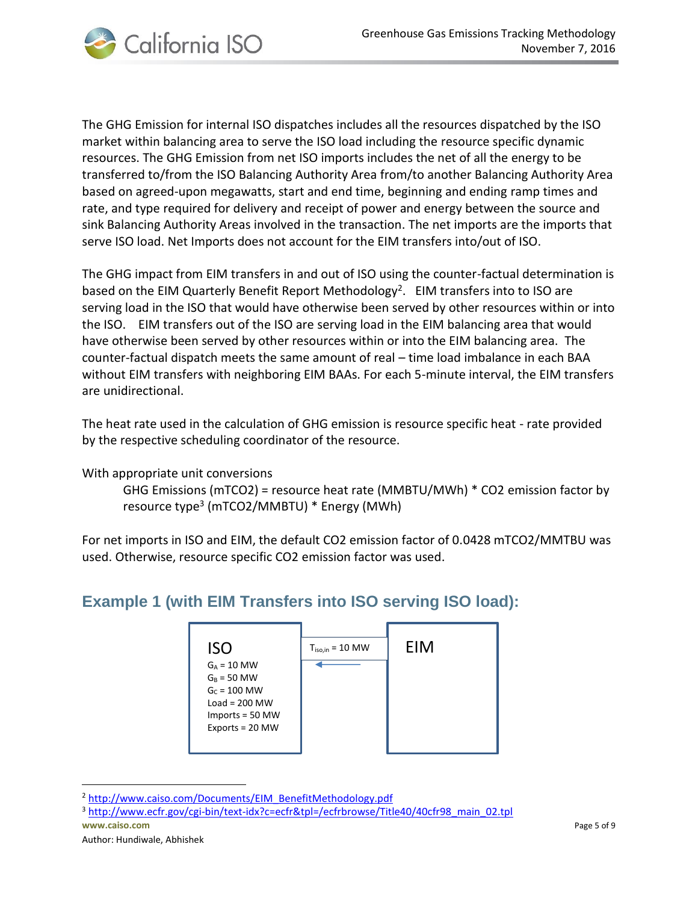The GHG Emission for internal ISO dispatches includes all the resources dispatched by the ISO market within balancing area to serve the ISO load including the resource specific dynamic resources. The GHG Emission from net ISO imports includes the net of all the energy to be transferred to/from the ISO Balancing Authority Area from/to another Balancing Authority Area based on agreed-upon megawatts, start and end time, beginning and ending ramp times and rate, and type required for delivery and receipt of power and energy between the source and sink Balancing Authority Areas involved in the transaction. The net imports are the imports that serve ISO load. Net Imports does not account for the EIM transfers into/out of ISO.

The GHG impact from EIM transfers in and out of ISO using the counter-factual determination is based on the EIM Quarterly Benefit Report Methodology[2]. EIM transfers into to ISO are serving load in the ISO that would have otherwise been served by other resources within or into the ISO. EIM transfers out of the ISO are serving load in the EIM balancing area that would have otherwise been served by other resources within or into the EIM balancing area. The counter-factual dispatch meets the same amount of real – time load imbalance in each BAA without EIM transfers with neighboring EIM BAAs. For each 5-minute interval, the EIM transfers are unidirectional.

The heat rate used in the calculation of GHG emission is resource specific heat - rate provided by the respective scheduling coordinator of the resource.

With appropriate unit conversions

> GHG Emissions (mTCO2) = resource heat rate (MMBTU/MWh) * CO2 emission factor by resource type[3] (mTCO2/MMBTU) * Energy (MWh)

For net imports in ISO and EIM, the default CO2 emission factor of 0.0428 mTCO2/MMTBU was used. Otherwise, resource specific CO2 emission factor was used.

## Example 1 (with EIM Transfers into ISO serving ISO load):

**ISO**
- $G_A$ = 10 MW
- $G_B$ = 50 MW
- $G_C$ = 100 MW
- Load = 200 MW
- Imports = 50 MW
- Exports = 20 MW

$T_{iso,in}$ = 10 MW (EIM → ISO)

**EIM**

---

[2] http://www.caiso.com/Documents/EIM_BenefitMethodology.pdf

[3] http://www.ecfr.gov/cgi-bin/text-idx?c=ecfr&tpl=/ecfrbrowse/Title40/40cfr98_main_02.tpl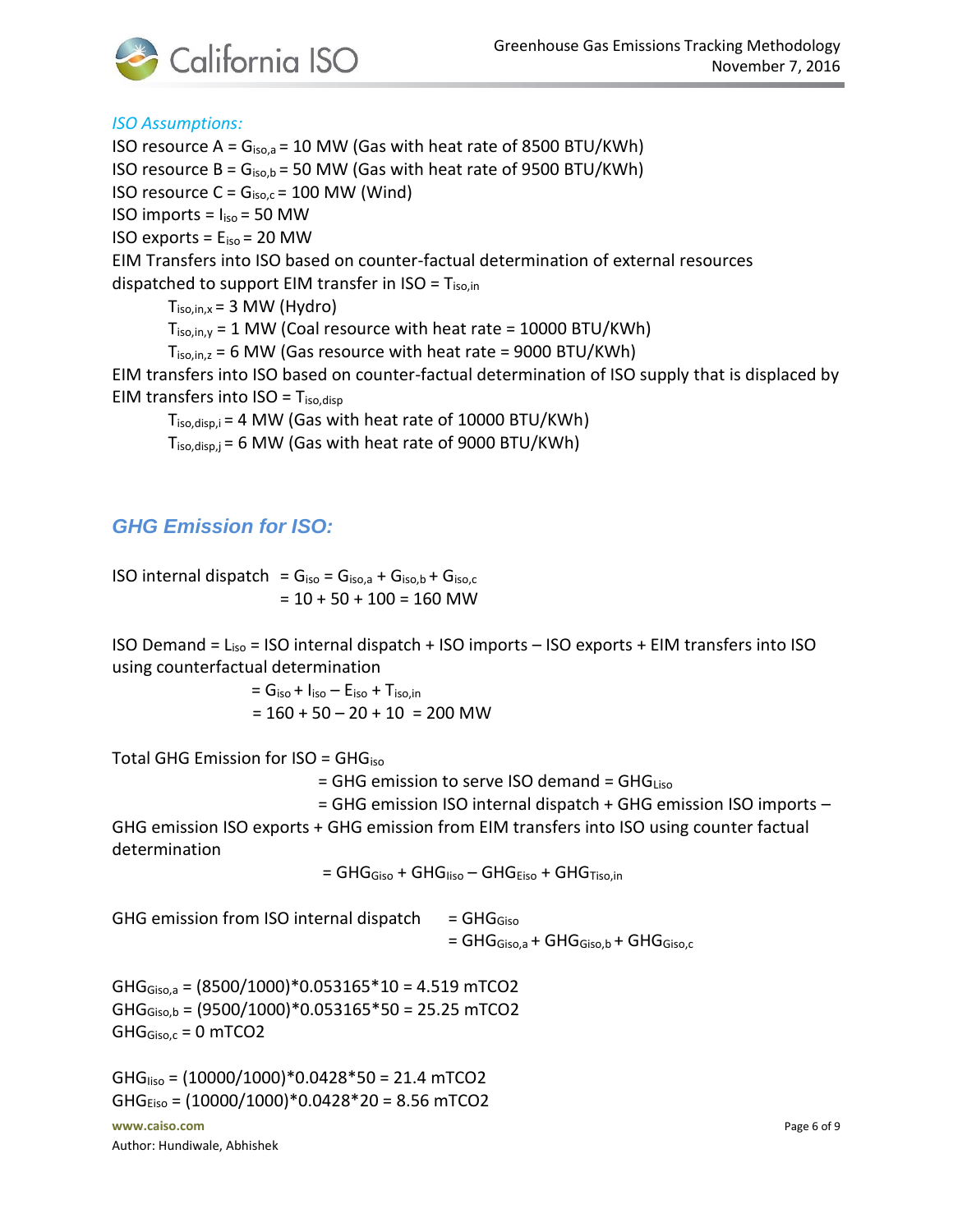*ISO Assumptions:*

ISO resource A = $G_{iso,a}$ = 10 MW (Gas with heat rate of 8500 BTU/KWh)
ISO resource B = $G_{iso,b}$ = 50 MW (Gas with heat rate of 9500 BTU/KWh)
ISO resource C = $G_{iso,c}$ = 100 MW (Wind)
ISO imports = $I_{iso}$ = 50 MW
ISO exports = $E_{iso}$ = 20 MW
EIM Transfers into ISO based on counter-factual determination of external resources dispatched to support EIM transfer in ISO = $T_{iso,in}$

- $T_{iso,in,x}$ = 3 MW (Hydro)
- $T_{iso,in,y}$ = 1 MW (Coal resource with heat rate = 10000 BTU/KWh)
- $T_{iso,in,z}$ = 6 MW (Gas resource with heat rate = 9000 BTU/KWh)

EIM transfers into ISO based on counter-factual determination of ISO supply that is displaced by EIM transfers into ISO = $T_{iso,disp}$

- $T_{iso,disp,i}$ = 4 MW (Gas with heat rate of 10000 BTU/KWh)
- $T_{iso,disp,j}$ = 6 MW (Gas with heat rate of 9000 BTU/KWh)

## GHG Emission for ISO:

ISO internal dispatch $= G_{iso} = G_{iso,a} + G_{iso,b} + G_{iso,c}$
$= 10 + 50 + 100 = 160$ MW

ISO Demand = $L_{iso}$ = ISO internal dispatch + ISO imports – ISO exports + EIM transfers into ISO using counterfactual determination

$= G_{iso} + I_{iso} - E_{iso} + T_{iso,in}$
$= 160 + 50 - 20 + 10 = 200$ MW

Total GHG Emission for ISO = $GHG_{iso}$

= GHG emission to serve ISO demand = $GHG_{Liso}$

= GHG emission ISO internal dispatch + GHG emission ISO imports – GHG emission ISO exports + GHG emission from EIM transfers into ISO using counter factual determination

$= GHG_{Giso} + GHG_{Iiso} - GHG_{Eiso} + GHG_{Tiso,in}$

GHG emission from ISO internal dispatch $= GHG_{Giso}$
$= GHG_{Giso,a} + GHG_{Giso,b} + GHG_{Giso,c}$

$GHG_{Giso,a}$ = (8500/1000)*0.053165*10 = 4.519 mTCO2
$GHG_{Giso,b}$ = (9500/1000)*0.053165*50 = 25.25 mTCO2
$GHG_{Giso,c}$ = 0 mTCO2

$GHG_{Iiso}$ = (10000/1000)*0.0428*50 = 21.4 mTCO2
$GHG_{Eiso}$ = (10000/1000)*0.0428*20 = 8.56 mTCO2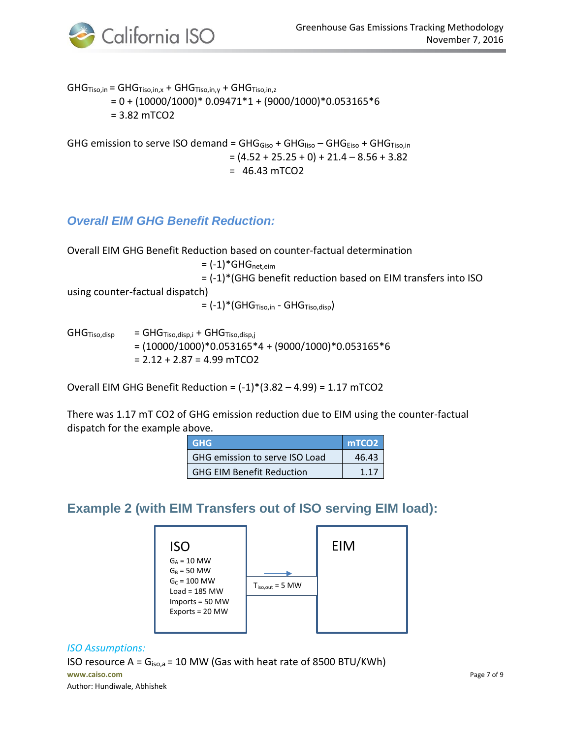$$GHG_{Tiso,in} = GHG_{Tiso,in,x} + GHG_{Tiso,in,y} + GHG_{Tiso,in,z}$$
$$= 0 + (10000/1000)*\ 0.09471*1 + (9000/1000)*0.053165*6$$
$$= 3.82 \text{ mTCO2}$$

$$\text{GHG emission to serve ISO demand} = GHG_{Giso} + GHG_{Iiso} - GHG_{Eiso} + GHG_{Tiso,in}$$
$$= (4.52 + 25.25 + 0) + 21.4 - 8.56 + 3.82$$
$$= 46.43 \text{ mTCO2}$$

### *Overall EIM GHG Benefit Reduction:*

Overall EIM GHG Benefit Reduction based on counter-factual determination

$= (-1)*GHG_{net,eim}$

$= (-1)*$(GHG benefit reduction based on EIM transfers into ISO using counter-factual dispatch)

$= (-1)*(GHG_{Tiso,in} - GHG_{Tiso,disp})$

$$GHG_{Tiso,disp} = GHG_{Tiso,disp,i} + GHG_{Tiso,disp,j}$$
$$= (10000/1000)*0.053165*4 + (9000/1000)*0.053165*6$$
$$= 2.12 + 2.87 = 4.99 \text{ mTCO2}$$

Overall EIM GHG Benefit Reduction = $(-1)*(3.82 - 4.99) = 1.17$ mTCO2

There was 1.17 mT CO2 of GHG emission reduction due to EIM using the counter-factual dispatch for the example above.

| GHG | mTCO2 |
|---|---|
| GHG emission to serve ISO Load | 46.43 |
| GHG EIM Benefit Reduction | 1.17 |

## Example 2 (with EIM Transfers out of ISO serving EIM load):

| ISO | | EIM |
|---|---|---|
| $G_A$ = 10 MW<br>$G_B$ = 50 MW<br>$G_C$ = 100 MW<br>Load = 185 MW<br>Imports = 50 MW<br>Exports = 20 MW | → $T_{iso,out}$ = 5 MW | |

*ISO Assumptions:*

ISO resource A = $G_{iso,a}$ = 10 MW (Gas with heat rate of 8500 BTU/KWh)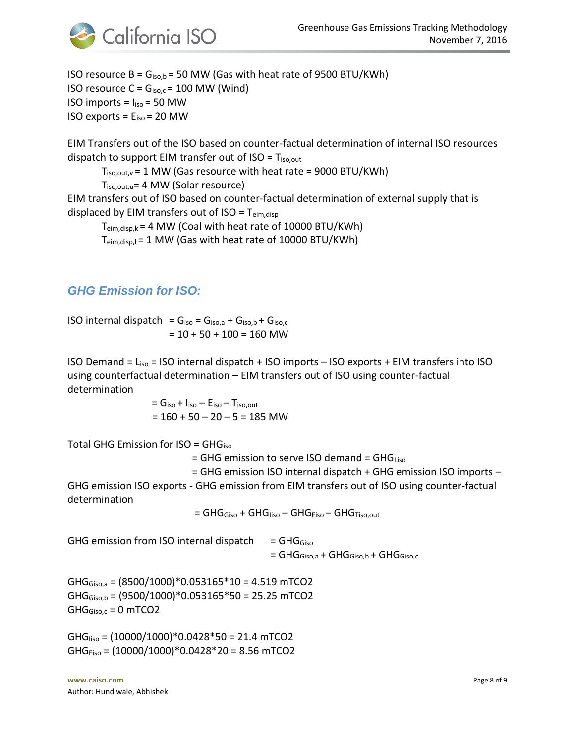ISO resource B = $G_{iso,b}$ = 50 MW (Gas with heat rate of 9500 BTU/KWh)
ISO resource C = $G_{iso,c}$ = 100 MW (Wind)
ISO imports = $I_{iso}$ = 50 MW
ISO exports = $E_{iso}$ = 20 MW

EIM Transfers out of the ISO based on counter-factual determination of internal ISO resources dispatch to support EIM transfer out of ISO = $T_{iso,out}$

$T_{iso,out,v}$ = 1 MW (Gas resource with heat rate = 9000 BTU/KWh)
$T_{iso,out,u}$= 4 MW (Solar resource)

EIM transfers out of ISO based on counter-factual determination of external supply that is displaced by EIM transfers out of ISO = $T_{eim,disp}$

$T_{eim,disp,k}$ = 4 MW (Coal with heat rate of 10000 BTU/KWh)
$T_{eim,disp,l}$ = 1 MW (Gas with heat rate of 10000 BTU/KWh)

### *GHG Emission for ISO:*

ISO internal dispatch = $G_{iso} = G_{iso,a} + G_{iso,b} + G_{iso,c}$
= 10 + 50 + 100 = 160 MW

ISO Demand = $L_{iso}$ = ISO internal dispatch + ISO imports – ISO exports + EIM transfers into ISO using counterfactual determination – EIM transfers out of ISO using counter-factual determination

$= G_{iso} + I_{iso} - E_{iso} - T_{iso,out}$
= 160 + 50 – 20 – 5 = 185 MW

Total GHG Emission for ISO = $GHG_{iso}$
= GHG emission to serve ISO demand = $GHG_{Liso}$
= GHG emission ISO internal dispatch + GHG emission ISO imports – GHG emission ISO exports - GHG emission from EIM transfers out of ISO using counter-factual determination

$= GHG_{Giso} + GHG_{Iiso} - GHG_{Eiso} - GHG_{Tiso,out}$

GHG emission from ISO internal dispatch = $GHG_{Giso}$
$= GHG_{Giso,a} + GHG_{Giso,b} + GHG_{Giso,c}$

$GHG_{Giso,a}$ = (8500/1000)*0.053165*10 = 4.519 mTCO2
$GHG_{Giso,b}$ = (9500/1000)*0.053165*50 = 25.25 mTCO2
$GHG_{Giso,c}$ = 0 mTCO2

$GHG_{Iiso}$ = (10000/1000)*0.0428*50 = 21.4 mTCO2
$GHG_{Eiso}$ = (10000/1000)*0.0428*20 = 8.56 mTCO2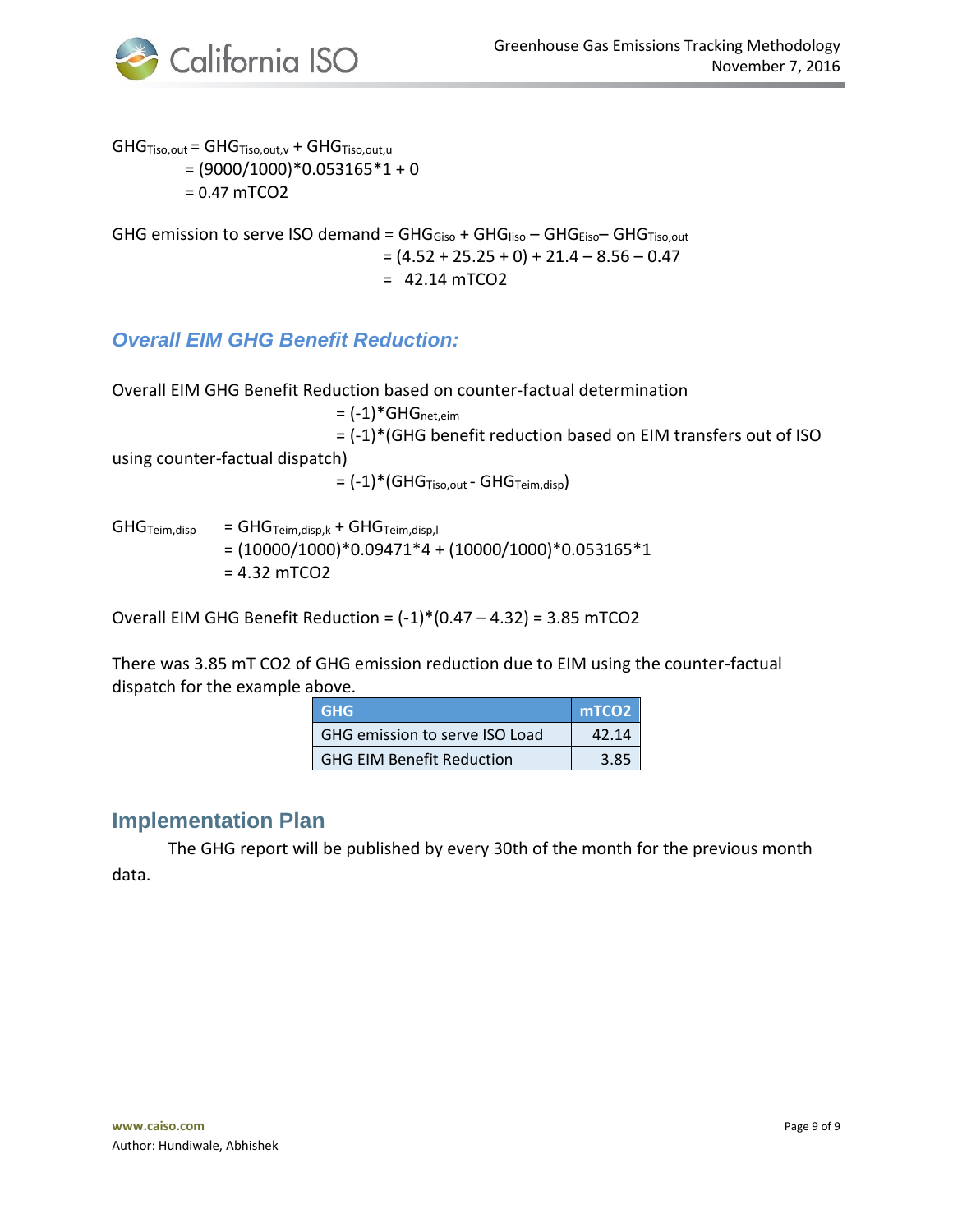$GHG_{Tiso,out} = GHG_{Tiso,out,v} + GHG_{Tiso,out,u}$

$= (9000/1000)*0.053165*1 + 0$

$= 0.47$ mTCO2

GHG emission to serve ISO demand $= GHG_{Giso} + GHG_{Iiso} – GHG_{Eiso} – GHG_{Tiso,out}$

$= (4.52 + 25.25 + 0) + 21.4 – 8.56 – 0.47$

$= 42.14$ mTCO2

### *Overall EIM GHG Benefit Reduction:*

Overall EIM GHG Benefit Reduction based on counter-factual determination

$= (-1)*GHG_{net,eim}$

= (-1)*(GHG benefit reduction based on EIM transfers out of ISO using counter-factual dispatch)

$= (-1)*(GHG_{Tiso,out} - GHG_{Teim,disp})$

$GHG_{Teim,disp} = GHG_{Teim,disp,k} + GHG_{Teim,disp,l}$

$= (10000/1000)*0.09471*4 + (10000/1000)*0.053165*1$

$= 4.32$ mTCO2

Overall EIM GHG Benefit Reduction = (-1)*(0.47 – 4.32) = 3.85 mTCO2

There was 3.85 mT CO2 of GHG emission reduction due to EIM using the counter-factual dispatch for the example above.

| GHG | mTCO2 |
|---|---|
| GHG emission to serve ISO Load | 42.14 |
| GHG EIM Benefit Reduction | 3.85 |

## Implementation Plan

The GHG report will be published by every 30th of the month for the previous month data.

www.caiso.com

Author: Hundiwale, Abhishek